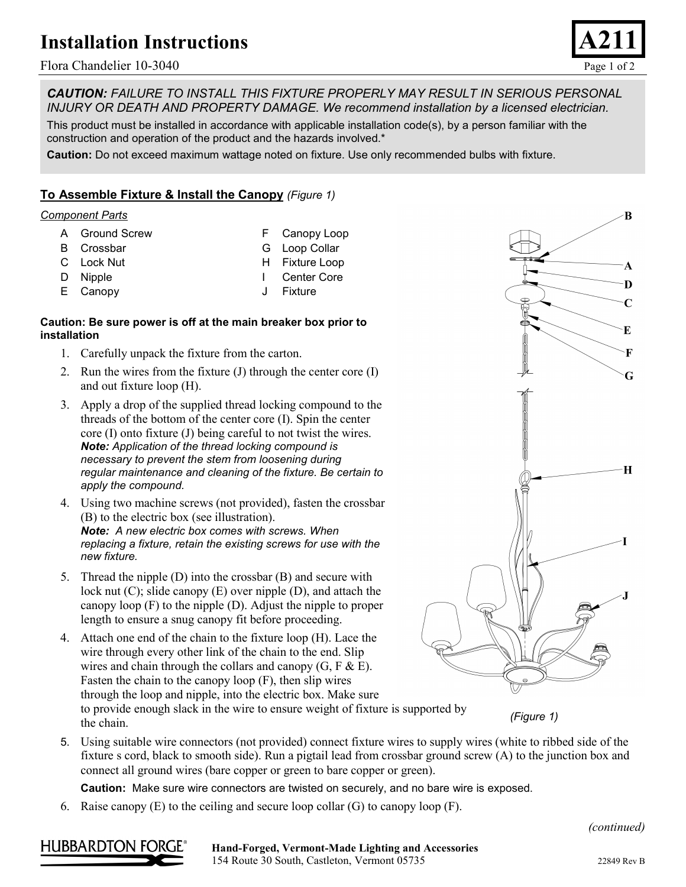# Installation Instructions

Flora Chandelier 10-3040

**A211**

***CAUTION:** FAILURE TO INSTALL THIS FIXTURE PROPERLY MAY RESULT IN SERIOUS PERSONAL INJURY OR DEATH AND PROPERTY DAMAGE. We recommend installation by a licensed electrician.*

This product must be installed in accordance with applicable installation code(s), by a person familiar with the construction and operation of the product and the hazards involved.*

**Caution:** Do not exceed maximum wattage noted on fixture. Use only recommended bulbs with fixture.

## To Assemble Fixture & Install the Canopy *(Figure 1)*

*Component Parts*

- A Ground Screw
- B Crossbar
- C Lock Nut
- D Nipple
- E Canopy
- F Canopy Loop
- G Loop Collar
- H Fixture Loop
- I Center Core
- J Fixture

**Caution: Be sure power is off at the main breaker box prior to installation**

1. Carefully unpack the fixture from the carton.
2. Run the wires from the fixture (J) through the center core (I) and out fixture loop (H).
3. Apply a drop of the supplied thread locking compound to the threads of the bottom of the center core (I). Spin the center core (I) onto fixture (J) being careful to not twist the wires. ***Note:** Application of the thread locking compound is necessary to prevent the stem from loosening during regular maintenance and cleaning of the fixture. Be certain to apply the compound.*
4. Using two machine screws (not provided), fasten the crossbar (B) to the electric box (see illustration). ***Note:** A new electric box comes with screws. When replacing a fixture, retain the existing screws for use with the new fixture.*
5. Thread the nipple (D) into the crossbar (B) and secure with lock nut (C); slide canopy (E) over nipple (D), and attach the canopy loop (F) to the nipple (D). Adjust the nipple to proper length to ensure a snug canopy fit before proceeding.
4. Attach one end of the chain to the fixture loop (H). Lace the wire through every other link of the chain to the end. Slip wires and chain through the collars and canopy (G, F & E). Fasten the chain to the canopy loop (F), then slip wires through the loop and nipple, into the electric box. Make sure to provide enough slack in the wire to ensure weight of fixture is supported by the chain.
5. Using suitable wire connectors (not provided) connect fixture wires to supply wires (white to ribbed side of the fixture s cord, black to smooth side). Run a pigtail lead from crossbar ground screw (A) to the junction box and connect all ground wires (bare copper or green to bare copper or green).

   **Caution:** Make sure wire connectors are twisted on securely, and no bare wire is exposed.
6. Raise canopy (E) to the ceiling and secure loop collar (G) to canopy loop (F).

*(Figure 1)*

*(continued)*

HUBBARDTON FORGE®

**Hand-Forged, Vermont-Made Lighting and Accessories**
154 Route 30 South, Castleton, Vermont 05735

22849 Rev B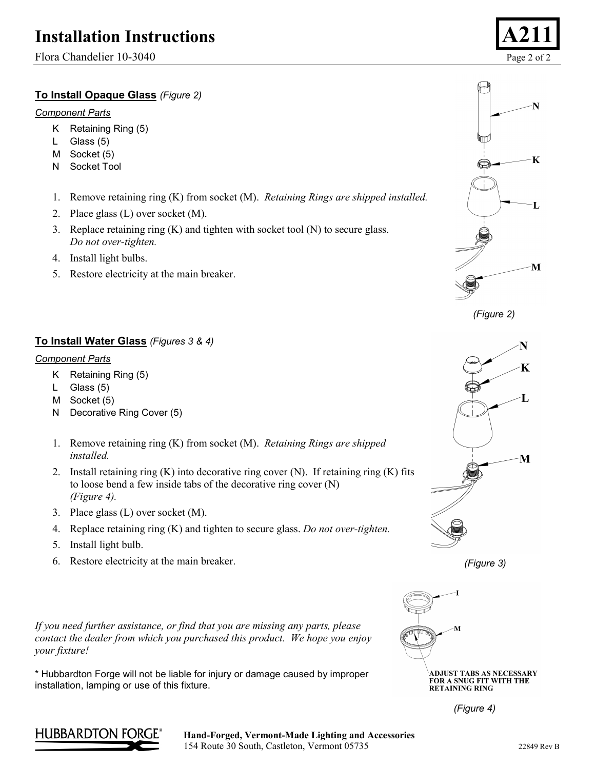# Installation Instructions

Flora Chandelier 10-3040

**A211**

## To Install Opaque Glass *(Figure 2)*

*Component Parts*

- K Retaining Ring (5)
- L Glass (5)
- M Socket (5)
- N Socket Tool

1. Remove retaining ring (K) from socket (M). *Retaining Rings are shipped installed.*
2. Place glass (L) over socket (M).
3. Replace retaining ring (K) and tighten with socket tool (N) to secure glass. *Do not over-tighten.*
4. Install light bulbs.
5. Restore electricity at the main breaker.

N
K
L
M

*(Figure 2)*

## To Install Water Glass *(Figures 3 & 4)*

*Component Parts*

- K Retaining Ring (5)
- L Glass (5)
- M Socket (5)
- N Decorative Ring Cover (5)

1. Remove retaining ring (K) from socket (M). *Retaining Rings are shipped installed.*
2. Install retaining ring (K) into decorative ring cover (N). If retaining ring (K) fits to loose bend a few inside tabs of the decorative ring cover (N) *(Figure 4).*
3. Place glass (L) over socket (M).
4. Replace retaining ring (K) and tighten to secure glass. *Do not over-tighten.*
5. Install light bulb.
6. Restore electricity at the main breaker.

N
K
L
M

*(Figure 3)*

I
M
ADJUST TABS AS NECESSARY FOR A SNUG FIT WITH THE RETAINING RING

*(Figure 4)*

*If you need further assistance, or find that you are missing any parts, please contact the dealer from which you purchased this product. We hope you enjoy your fixture!*

\* Hubbardton Forge will not be liable for injury or damage caused by improper installation, lamping or use of this fixture.

HUBBARDTON FORGE®

**Hand-Forged, Vermont-Made Lighting and Accessories**
154 Route 30 South, Castleton, Vermont 05735

22849 Rev B